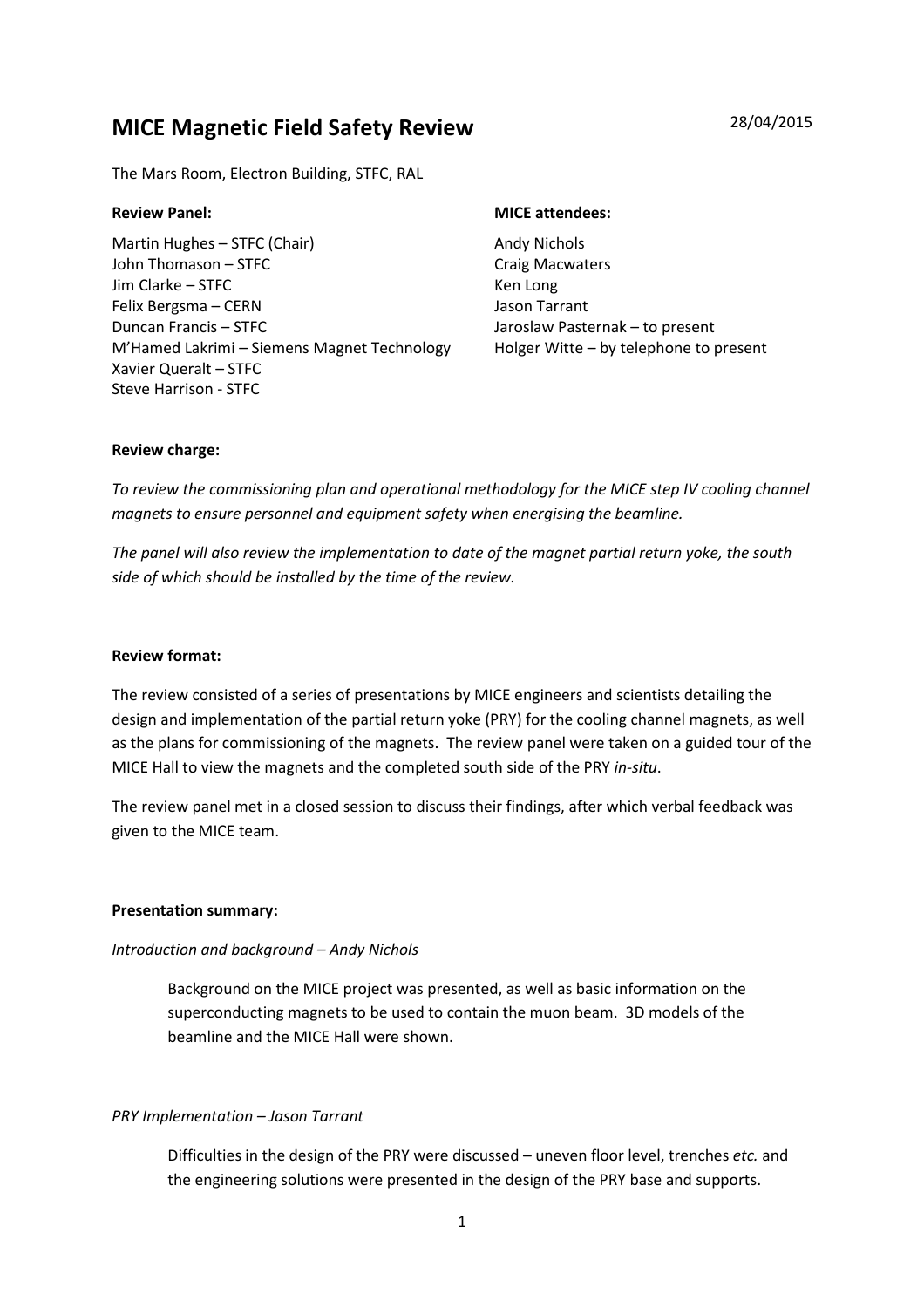# MICE Magnetic Field Safety Review

28/04/2015

The Mars Room, Electron Building, STFC, RAL

**Review Panel:**

Martin Hughes – STFC (Chair)
John Thomason – STFC
Jim Clarke – STFC
Felix Bergsma – CERN
Duncan Francis – STFC
M'Hamed Lakrimi – Siemens Magnet Technology
Xavier Queralt – STFC
Steve Harrison - STFC

**MICE attendees:**

Andy Nichols
Craig Macwaters
Ken Long
Jason Tarrant
Jaroslaw Pasternak – to present
Holger Witte – by telephone to present

**Review charge:**

*To review the commissioning plan and operational methodology for the MICE step IV cooling channel magnets to ensure personnel and equipment safety when energising the beamline.*

*The panel will also review the implementation to date of the magnet partial return yoke, the south side of which should be installed by the time of the review.*

**Review format:**

The review consisted of a series of presentations by MICE engineers and scientists detailing the design and implementation of the partial return yoke (PRY) for the cooling channel magnets, as well as the plans for commissioning of the magnets. The review panel were taken on a guided tour of the MICE Hall to view the magnets and the completed south side of the PRY *in-situ*.

The review panel met in a closed session to discuss their findings, after which verbal feedback was given to the MICE team.

**Presentation summary:**

*Introduction and background – Andy Nichols*

Background on the MICE project was presented, as well as basic information on the superconducting magnets to be used to contain the muon beam. 3D models of the beamline and the MICE Hall were shown.

*PRY Implementation – Jason Tarrant*

Difficulties in the design of the PRY were discussed – uneven floor level, trenches *etc.* and the engineering solutions were presented in the design of the PRY base and supports.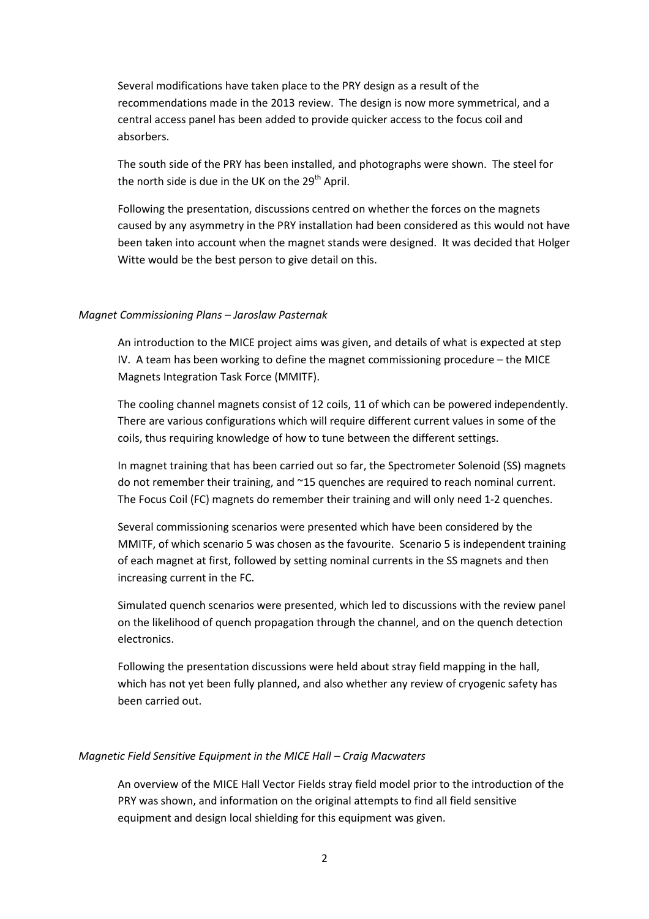Several modifications have taken place to the PRY design as a result of the recommendations made in the 2013 review. The design is now more symmetrical, and a central access panel has been added to provide quicker access to the focus coil and absorbers.

The south side of the PRY has been installed, and photographs were shown. The steel for the north side is due in the UK on the 29th April.

Following the presentation, discussions centred on whether the forces on the magnets caused by any asymmetry in the PRY installation had been considered as this would not have been taken into account when the magnet stands were designed. It was decided that Holger Witte would be the best person to give detail on this.

*Magnet Commissioning Plans – Jaroslaw Pasternak*

An introduction to the MICE project aims was given, and details of what is expected at step IV. A team has been working to define the magnet commissioning procedure – the MICE Magnets Integration Task Force (MMITF).

The cooling channel magnets consist of 12 coils, 11 of which can be powered independently. There are various configurations which will require different current values in some of the coils, thus requiring knowledge of how to tune between the different settings.

In magnet training that has been carried out so far, the Spectrometer Solenoid (SS) magnets do not remember their training, and ~15 quenches are required to reach nominal current. The Focus Coil (FC) magnets do remember their training and will only need 1-2 quenches.

Several commissioning scenarios were presented which have been considered by the MMITF, of which scenario 5 was chosen as the favourite. Scenario 5 is independent training of each magnet at first, followed by setting nominal currents in the SS magnets and then increasing current in the FC.

Simulated quench scenarios were presented, which led to discussions with the review panel on the likelihood of quench propagation through the channel, and on the quench detection electronics.

Following the presentation discussions were held about stray field mapping in the hall, which has not yet been fully planned, and also whether any review of cryogenic safety has been carried out.

*Magnetic Field Sensitive Equipment in the MICE Hall – Craig Macwaters*

An overview of the MICE Hall Vector Fields stray field model prior to the introduction of the PRY was shown, and information on the original attempts to find all field sensitive equipment and design local shielding for this equipment was given.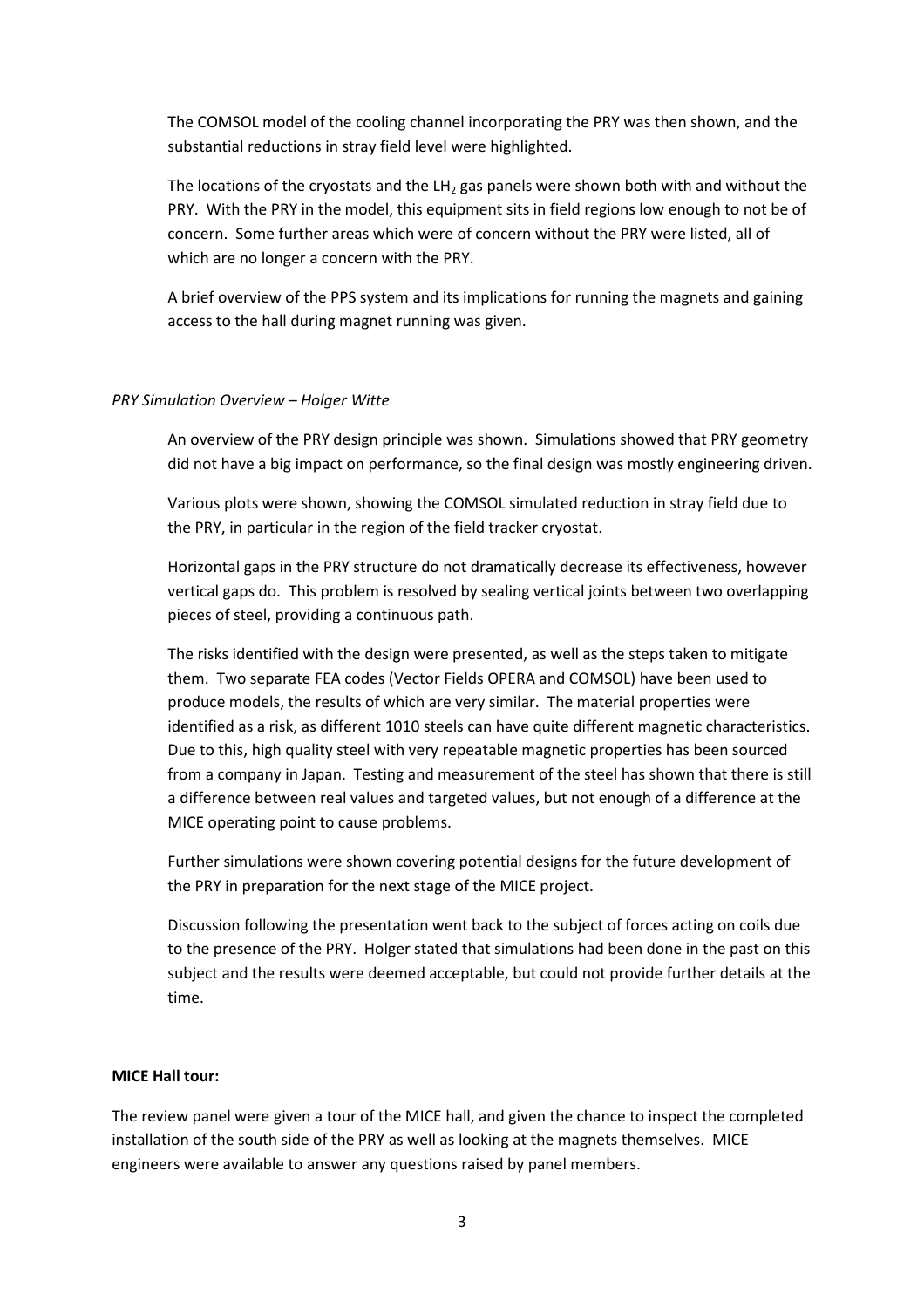The COMSOL model of the cooling channel incorporating the PRY was then shown, and the substantial reductions in stray field level were highlighted.

The locations of the cryostats and the $LH_2$ gas panels were shown both with and without the PRY. With the PRY in the model, this equipment sits in field regions low enough to not be of concern. Some further areas which were of concern without the PRY were listed, all of which are no longer a concern with the PRY.

A brief overview of the PPS system and its implications for running the magnets and gaining access to the hall during magnet running was given.

*PRY Simulation Overview – Holger Witte*

An overview of the PRY design principle was shown. Simulations showed that PRY geometry did not have a big impact on performance, so the final design was mostly engineering driven.

Various plots were shown, showing the COMSOL simulated reduction in stray field due to the PRY, in particular in the region of the field tracker cryostat.

Horizontal gaps in the PRY structure do not dramatically decrease its effectiveness, however vertical gaps do. This problem is resolved by sealing vertical joints between two overlapping pieces of steel, providing a continuous path.

The risks identified with the design were presented, as well as the steps taken to mitigate them. Two separate FEA codes (Vector Fields OPERA and COMSOL) have been used to produce models, the results of which are very similar. The material properties were identified as a risk, as different 1010 steels can have quite different magnetic characteristics. Due to this, high quality steel with very repeatable magnetic properties has been sourced from a company in Japan. Testing and measurement of the steel has shown that there is still a difference between real values and targeted values, but not enough of a difference at the MICE operating point to cause problems.

Further simulations were shown covering potential designs for the future development of the PRY in preparation for the next stage of the MICE project.

Discussion following the presentation went back to the subject of forces acting on coils due to the presence of the PRY. Holger stated that simulations had been done in the past on this subject and the results were deemed acceptable, but could not provide further details at the time.

**MICE Hall tour:**

The review panel were given a tour of the MICE hall, and given the chance to inspect the completed installation of the south side of the PRY as well as looking at the magnets themselves. MICE engineers were available to answer any questions raised by panel members.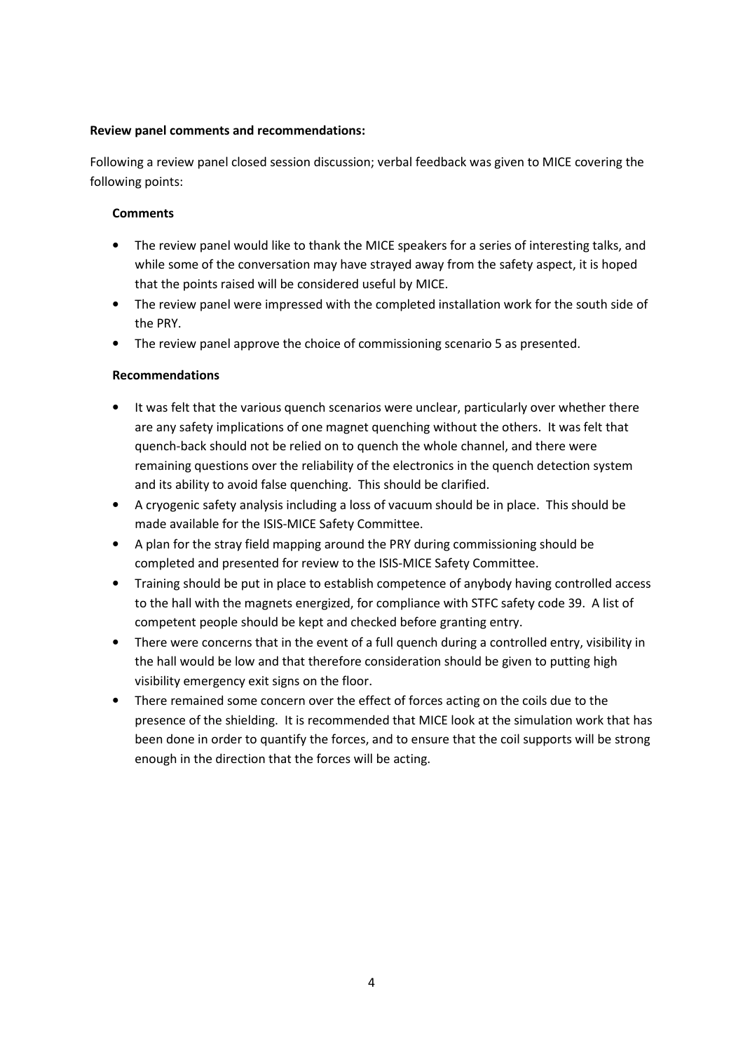**Review panel comments and recommendations:**

Following a review panel closed session discussion; verbal feedback was given to MICE covering the following points:

**Comments**

- The review panel would like to thank the MICE speakers for a series of interesting talks, and while some of the conversation may have strayed away from the safety aspect, it is hoped that the points raised will be considered useful by MICE.
- The review panel were impressed with the completed installation work for the south side of the PRY.
- The review panel approve the choice of commissioning scenario 5 as presented.

**Recommendations**

- It was felt that the various quench scenarios were unclear, particularly over whether there are any safety implications of one magnet quenching without the others. It was felt that quench-back should not be relied on to quench the whole channel, and there were remaining questions over the reliability of the electronics in the quench detection system and its ability to avoid false quenching. This should be clarified.
- A cryogenic safety analysis including a loss of vacuum should be in place. This should be made available for the ISIS-MICE Safety Committee.
- A plan for the stray field mapping around the PRY during commissioning should be completed and presented for review to the ISIS-MICE Safety Committee.
- Training should be put in place to establish competence of anybody having controlled access to the hall with the magnets energized, for compliance with STFC safety code 39. A list of competent people should be kept and checked before granting entry.
- There were concerns that in the event of a full quench during a controlled entry, visibility in the hall would be low and that therefore consideration should be given to putting high visibility emergency exit signs on the floor.
- There remained some concern over the effect of forces acting on the coils due to the presence of the shielding. It is recommended that MICE look at the simulation work that has been done in order to quantify the forces, and to ensure that the coil supports will be strong enough in the direction that the forces will be acting.